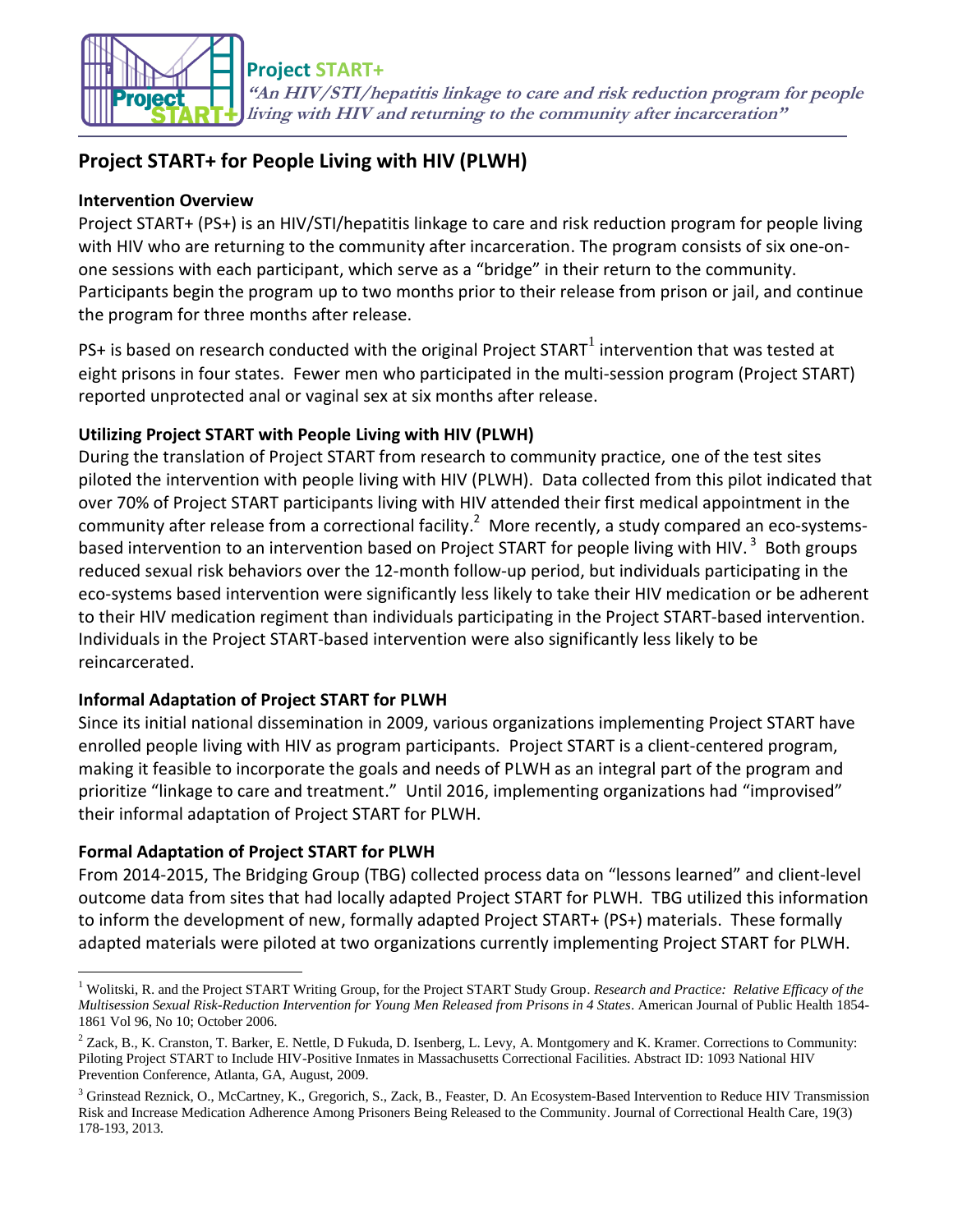**Project START+**

***"An HIV/STI/hepatitis linkage to care and risk reduction program for people living with HIV and returning to the community after incarceration"***

## Project START+ for People Living with HIV (PLWH)

### Intervention Overview

Project START+ (PS+) is an HIV/STI/hepatitis linkage to care and risk reduction program for people living with HIV who are returning to the community after incarceration. The program consists of six one-on-one sessions with each participant, which serve as a "bridge" in their return to the community. Participants begin the program up to two months prior to their release from prison or jail, and continue the program for three months after release.

PS+ is based on research conducted with the original Project START[1] intervention that was tested at eight prisons in four states. Fewer men who participated in the multi-session program (Project START) reported unprotected anal or vaginal sex at six months after release.

### Utilizing Project START with People Living with HIV (PLWH)

During the translation of Project START from research to community practice, one of the test sites piloted the intervention with people living with HIV (PLWH). Data collected from this pilot indicated that over 70% of Project START participants living with HIV attended their first medical appointment in the community after release from a correctional facility.[2] More recently, a study compared an eco-systems-based intervention to an intervention based on Project START for people living with HIV.[3] Both groups reduced sexual risk behaviors over the 12-month follow-up period, but individuals participating in the eco-systems based intervention were significantly less likely to take their HIV medication or be adherent to their HIV medication regiment than individuals participating in the Project START-based intervention. Individuals in the Project START-based intervention were also significantly less likely to be reincarcerated.

### Informal Adaptation of Project START for PLWH

Since its initial national dissemination in 2009, various organizations implementing Project START have enrolled people living with HIV as program participants. Project START is a client-centered program, making it feasible to incorporate the goals and needs of PLWH as an integral part of the program and prioritize "linkage to care and treatment." Until 2016, implementing organizations had "improvised" their informal adaptation of Project START for PLWH.

### Formal Adaptation of Project START for PLWH

From 2014-2015, The Bridging Group (TBG) collected process data on "lessons learned" and client-level outcome data from sites that had locally adapted Project START for PLWH. TBG utilized this information to inform the development of new, formally adapted Project START+ (PS+) materials. These formally adapted materials were piloted at two organizations currently implementing Project START for PLWH.

---

[1] Wolitski, R. and the Project START Writing Group, for the Project START Study Group. *Research and Practice: Relative Efficacy of the Multisession Sexual Risk-Reduction Intervention for Young Men Released from Prisons in 4 States*. American Journal of Public Health 1854-1861 Vol 96, No 10; October 2006.

[2] Zack, B., K. Cranston, T. Barker, E. Nettle, D Fukuda, D. Isenberg, L. Levy, A. Montgomery and K. Kramer. Corrections to Community: Piloting Project START to Include HIV-Positive Inmates in Massachusetts Correctional Facilities. Abstract ID: 1093 National HIV Prevention Conference, Atlanta, GA, August, 2009.

[3] Grinstead Reznick, O., McCartney, K., Gregorich, S., Zack, B., Feaster, D. An Ecosystem-Based Intervention to Reduce HIV Transmission Risk and Increase Medication Adherence Among Prisoners Being Released to the Community. Journal of Correctional Health Care, 19(3) 178-193, 2013.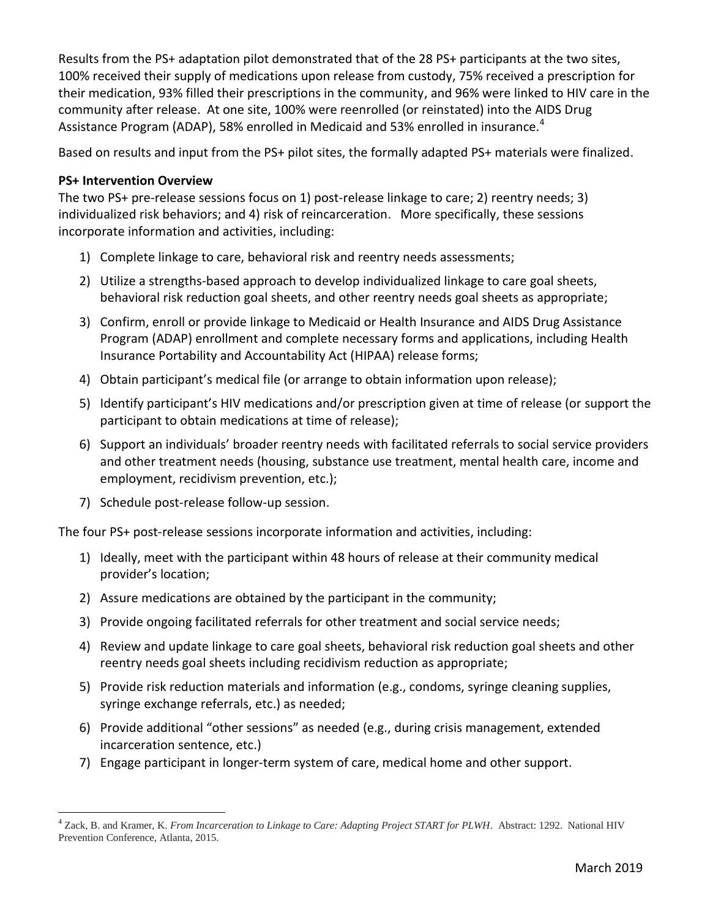Results from the PS+ adaptation pilot demonstrated that of the 28 PS+ participants at the two sites, 100% received their supply of medications upon release from custody, 75% received a prescription for their medication, 93% filled their prescriptions in the community, and 96% were linked to HIV care in the community after release. At one site, 100% were reenrolled (or reinstated) into the AIDS Drug Assistance Program (ADAP), 58% enrolled in Medicaid and 53% enrolled in insurance.[4]

Based on results and input from the PS+ pilot sites, the formally adapted PS+ materials were finalized.

**PS+ Intervention Overview**

The two PS+ pre-release sessions focus on 1) post-release linkage to care; 2) reentry needs; 3) individualized risk behaviors; and 4) risk of reincarceration. More specifically, these sessions incorporate information and activities, including:

1) Complete linkage to care, behavioral risk and reentry needs assessments;
2) Utilize a strengths-based approach to develop individualized linkage to care goal sheets, behavioral risk reduction goal sheets, and other reentry needs goal sheets as appropriate;
3) Confirm, enroll or provide linkage to Medicaid or Health Insurance and AIDS Drug Assistance Program (ADAP) enrollment and complete necessary forms and applications, including Health Insurance Portability and Accountability Act (HIPAA) release forms;
4) Obtain participant's medical file (or arrange to obtain information upon release);
5) Identify participant's HIV medications and/or prescription given at time of release (or support the participant to obtain medications at time of release);
6) Support an individuals' broader reentry needs with facilitated referrals to social service providers and other treatment needs (housing, substance use treatment, mental health care, income and employment, recidivism prevention, etc.);
7) Schedule post-release follow-up session.

The four PS+ post-release sessions incorporate information and activities, including:

1) Ideally, meet with the participant within 48 hours of release at their community medical provider's location;
2) Assure medications are obtained by the participant in the community;
3) Provide ongoing facilitated referrals for other treatment and social service needs;
4) Review and update linkage to care goal sheets, behavioral risk reduction goal sheets and other reentry needs goal sheets including recidivism reduction as appropriate;
5) Provide risk reduction materials and information (e.g., condoms, syringe cleaning supplies, syringe exchange referrals, etc.) as needed;
6) Provide additional "other sessions" as needed (e.g., during crisis management, extended incarceration sentence, etc.)
7) Engage participant in longer-term system of care, medical home and other support.

---

[4] Zack, B. and Kramer, K. *From Incarceration to Linkage to Care: Adapting Project START for PLWH*. Abstract: 1292. National HIV Prevention Conference, Atlanta, 2015.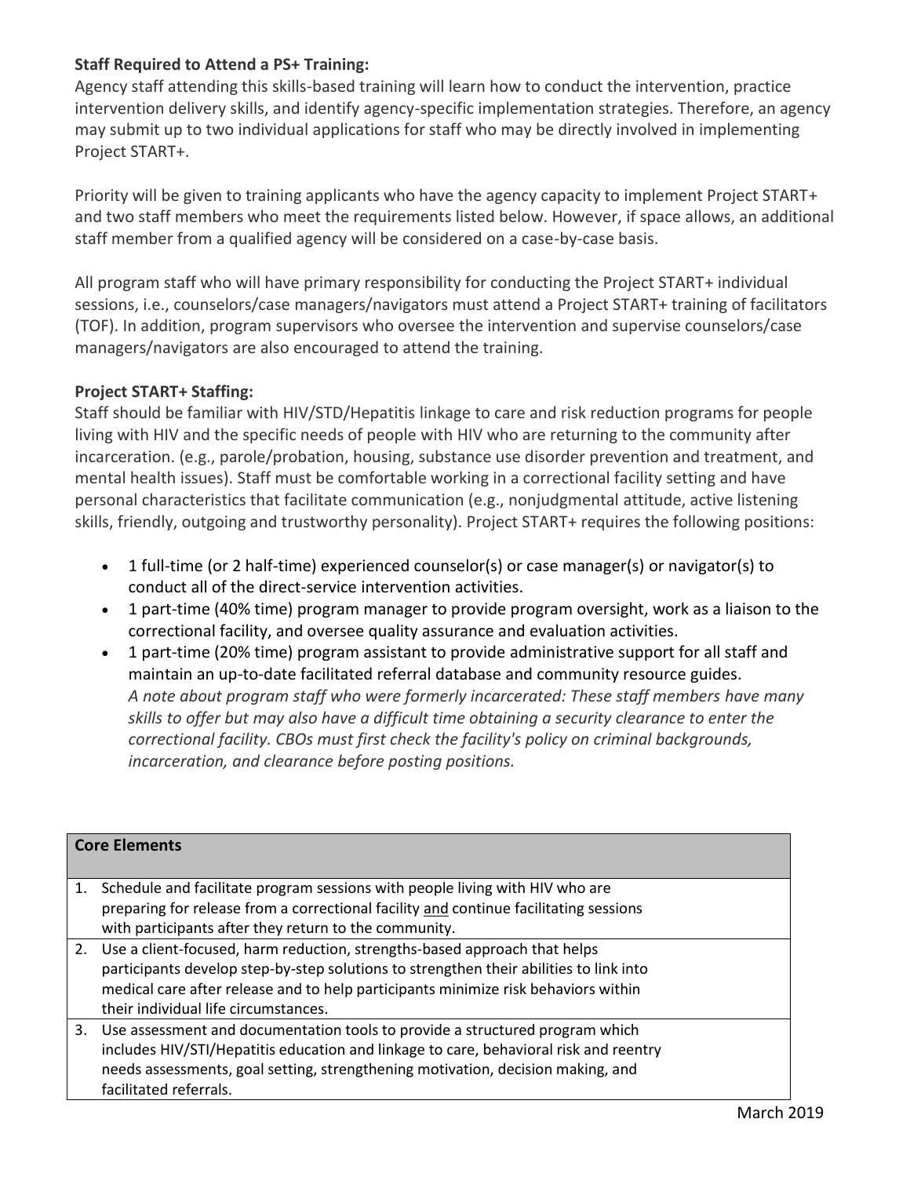**Staff Required to Attend a PS+ Training:**
Agency staff attending this skills-based training will learn how to conduct the intervention, practice intervention delivery skills, and identify agency-specific implementation strategies. Therefore, an agency may submit up to two individual applications for staff who may be directly involved in implementing Project START+.

Priority will be given to training applicants who have the agency capacity to implement Project START+ and two staff members who meet the requirements listed below. However, if space allows, an additional staff member from a qualified agency will be considered on a case-by-case basis.

All program staff who will have primary responsibility for conducting the Project START+ individual sessions, i.e., counselors/case managers/navigators must attend a Project START+ training of facilitators (TOF). In addition, program supervisors who oversee the intervention and supervise counselors/case managers/navigators are also encouraged to attend the training.

**Project START+ Staffing:**
Staff should be familiar with HIV/STD/Hepatitis linkage to care and risk reduction programs for people living with HIV and the specific needs of people with HIV who are returning to the community after incarceration. (e.g., parole/probation, housing, substance use disorder prevention and treatment, and mental health issues). Staff must be comfortable working in a correctional facility setting and have personal characteristics that facilitate communication (e.g., nonjudgmental attitude, active listening skills, friendly, outgoing and trustworthy personality). Project START+ requires the following positions:

- 1 full-time (or 2 half-time) experienced counselor(s) or case manager(s) or navigator(s) to conduct all of the direct-service intervention activities.
- 1 part-time (40% time) program manager to provide program oversight, work as a liaison to the correctional facility, and oversee quality assurance and evaluation activities.
- 1 part-time (20% time) program assistant to provide administrative support for all staff and maintain an up-to-date facilitated referral database and community resource guides.
  *A note about program staff who were formerly incarcerated: These staff members have many skills to offer but may also have a difficult time obtaining a security clearance to enter the correctional facility. CBOs must first check the facility's policy on criminal backgrounds, incarceration, and clearance before posting positions.*

| **Core Elements** |
|---|
| 1. Schedule and facilitate program sessions with people living with HIV who are preparing for release from a correctional facility <u>and</u> continue facilitating sessions with participants after they return to the community. |
| 2. Use a client-focused, harm reduction, strengths-based approach that helps participants develop step-by-step solutions to strengthen their abilities to link into medical care after release and to help participants minimize risk behaviors within their individual life circumstances. |
| 3. Use assessment and documentation tools to provide a structured program which includes HIV/STI/Hepatitis education and linkage to care, behavioral risk and reentry needs assessments, goal setting, strengthening motivation, decision making, and facilitated referrals. |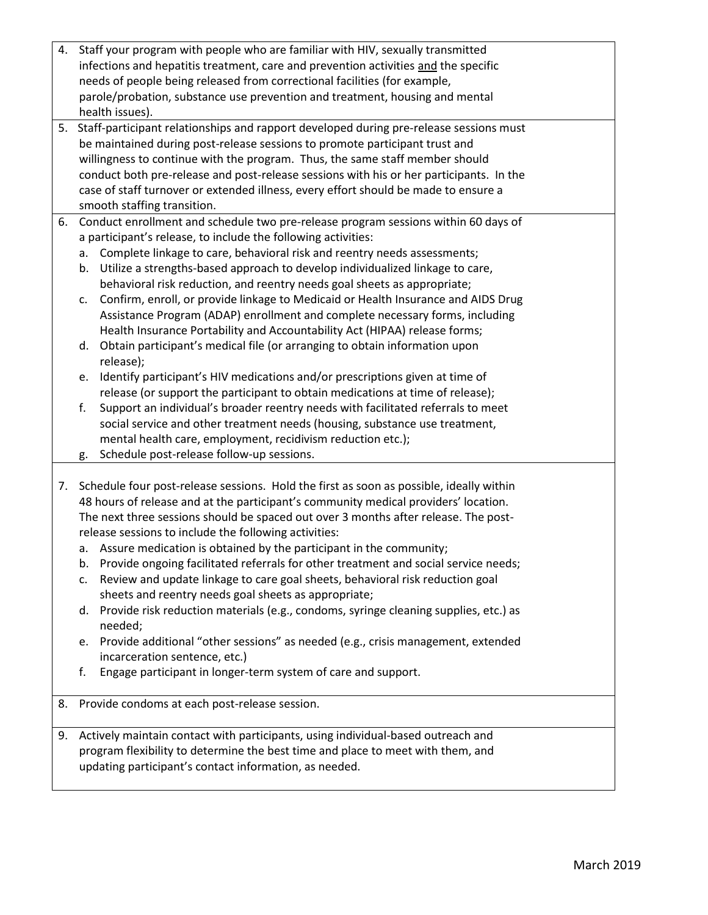4. Staff your program with people who are familiar with HIV, sexually transmitted infections and hepatitis treatment, care and prevention activities and the specific needs of people being released from correctional facilities (for example, parole/probation, substance use prevention and treatment, housing and mental health issues).

5. Staff-participant relationships and rapport developed during pre-release sessions must be maintained during post-release sessions to promote participant trust and willingness to continue with the program. Thus, the same staff member should conduct both pre-release and post-release sessions with his or her participants. In the case of staff turnover or extended illness, every effort should be made to ensure a smooth staffing transition.

6. Conduct enrollment and schedule two pre-release program sessions within 60 days of a participant's release, to include the following activities:
   a. Complete linkage to care, behavioral risk and reentry needs assessments;
   b. Utilize a strengths-based approach to develop individualized linkage to care, behavioral risk reduction, and reentry needs goal sheets as appropriate;
   c. Confirm, enroll, or provide linkage to Medicaid or Health Insurance and AIDS Drug Assistance Program (ADAP) enrollment and complete necessary forms, including Health Insurance Portability and Accountability Act (HIPAA) release forms;
   d. Obtain participant's medical file (or arranging to obtain information upon release);
   e. Identify participant's HIV medications and/or prescriptions given at time of release (or support the participant to obtain medications at time of release);
   f. Support an individual's broader reentry needs with facilitated referrals to meet social service and other treatment needs (housing, substance use treatment, mental health care, employment, recidivism reduction etc.);
   g. Schedule post-release follow-up sessions.

7. Schedule four post-release sessions. Hold the first as soon as possible, ideally within 48 hours of release and at the participant's community medical providers' location. The next three sessions should be spaced out over 3 months after release. The post-release sessions to include the following activities:
   a. Assure medication is obtained by the participant in the community;
   b. Provide ongoing facilitated referrals for other treatment and social service needs;
   c. Review and update linkage to care goal sheets, behavioral risk reduction goal sheets and reentry needs goal sheets as appropriate;
   d. Provide risk reduction materials (e.g., condoms, syringe cleaning supplies, etc.) as needed;
   e. Provide additional "other sessions" as needed (e.g., crisis management, extended incarceration sentence, etc.)
   f. Engage participant in longer-term system of care and support.

8. Provide condoms at each post-release session.

9. Actively maintain contact with participants, using individual-based outreach and program flexibility to determine the best time and place to meet with them, and updating participant's contact information, as needed.

March 2019